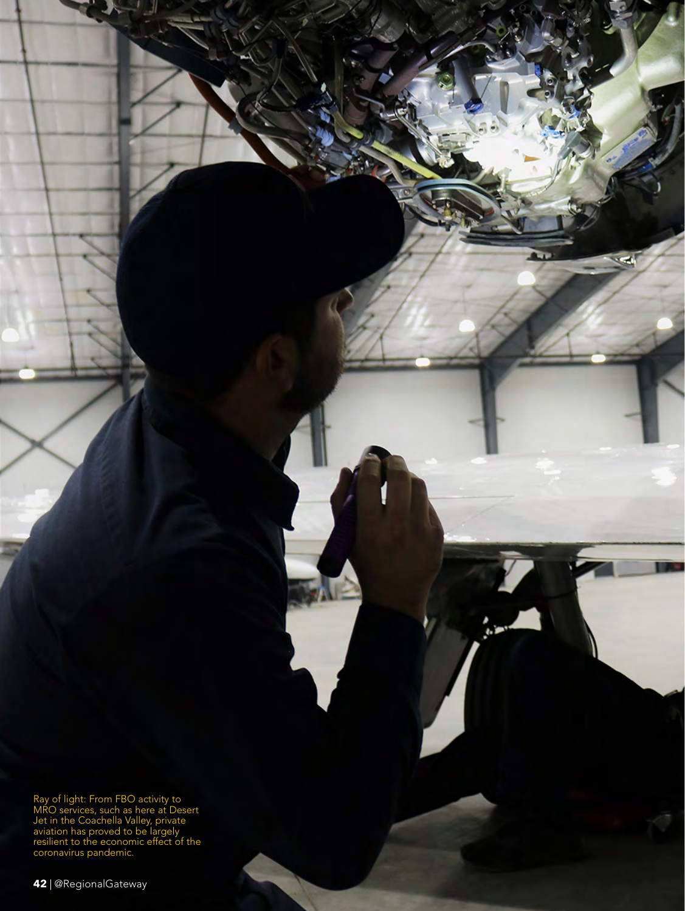Ray of light: From FBO activity to MRO services, such as here at Desert Jet in the Coachella Valley, private aviation has proved to be largely resilient to the economic effect of the coronavirus pandemic.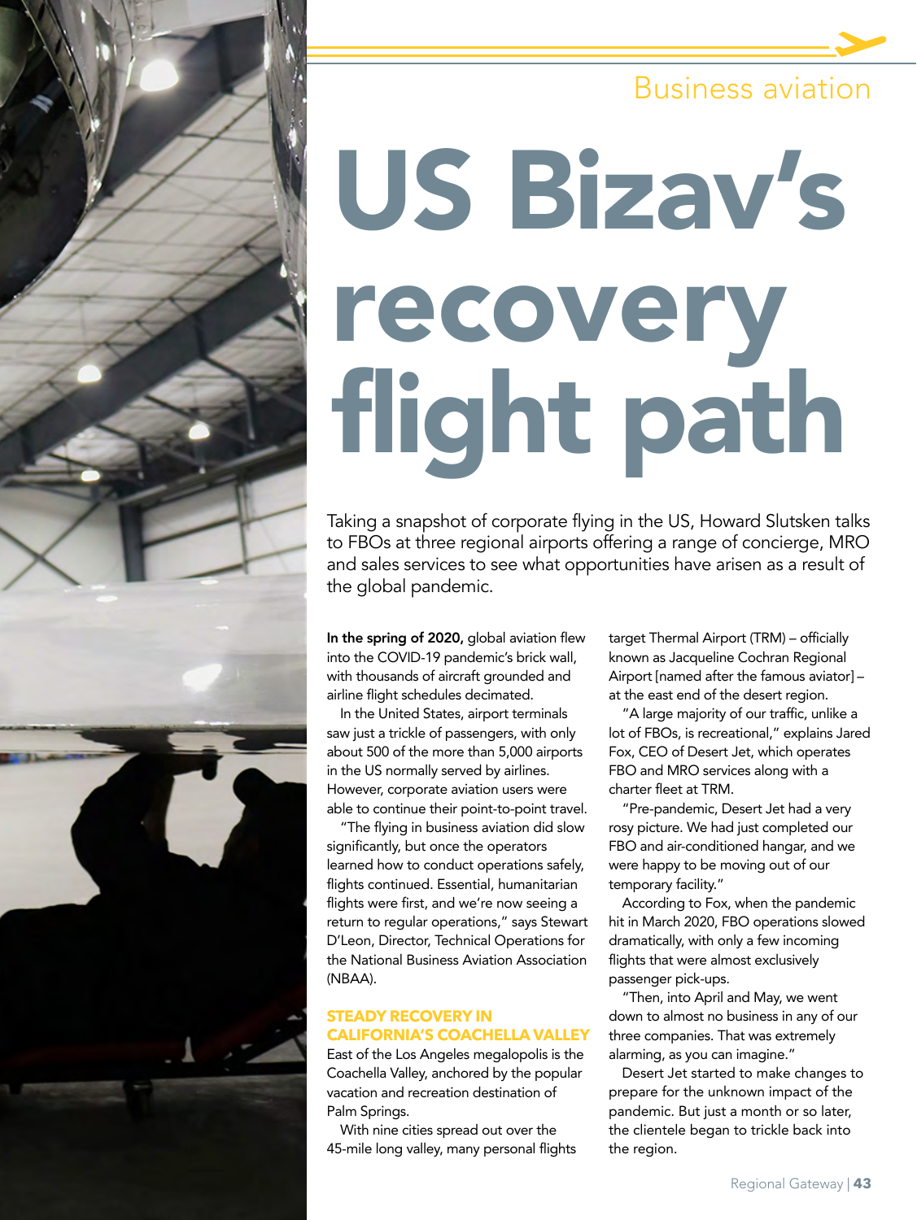Business aviation

# US Bizav's recovery flight path

Taking a snapshot of corporate flying in the US, Howard Slutsken talks to FBOs at three regional airports offering a range of concierge, MRO and sales services to see what opportunities have arisen as a result of the global pandemic.

**In the spring of 2020,** global aviation flew into the COVID-19 pandemic's brick wall, with thousands of aircraft grounded and airline flight schedules decimated.

In the United States, airport terminals saw just a trickle of passengers, with only about 500 of the more than 5,000 airports in the US normally served by airlines. However, corporate aviation users were able to continue their point-to-point travel.

"The flying in business aviation did slow significantly, but once the operators learned how to conduct operations safely, flights continued. Essential, humanitarian flights were first, and we're now seeing a return to regular operations," says Stewart D'Leon, Director, Technical Operations for the National Business Aviation Association (NBAA).

## STEADY RECOVERY IN CALIFORNIA'S COACHELLA VALLEY

East of the Los Angeles megalopolis is the Coachella Valley, anchored by the popular vacation and recreation destination of Palm Springs.

With nine cities spread out over the 45-mile long valley, many personal flights target Thermal Airport (TRM) – officially known as Jacqueline Cochran Regional Airport [named after the famous aviator] – at the east end of the desert region.

"A large majority of our traffic, unlike a lot of FBOs, is recreational," explains Jared Fox, CEO of Desert Jet, which operates FBO and MRO services along with a charter fleet at TRM.

"Pre-pandemic, Desert Jet had a very rosy picture. We had just completed our FBO and air-conditioned hangar, and we were happy to be moving out of our temporary facility."

According to Fox, when the pandemic hit in March 2020, FBO operations slowed dramatically, with only a few incoming flights that were almost exclusively passenger pick-ups.

"Then, into April and May, we went down to almost no business in any of our three companies. That was extremely alarming, as you can imagine."

Desert Jet started to make changes to prepare for the unknown impact of the pandemic. But just a month or so later, the clientele began to trickle back into the region.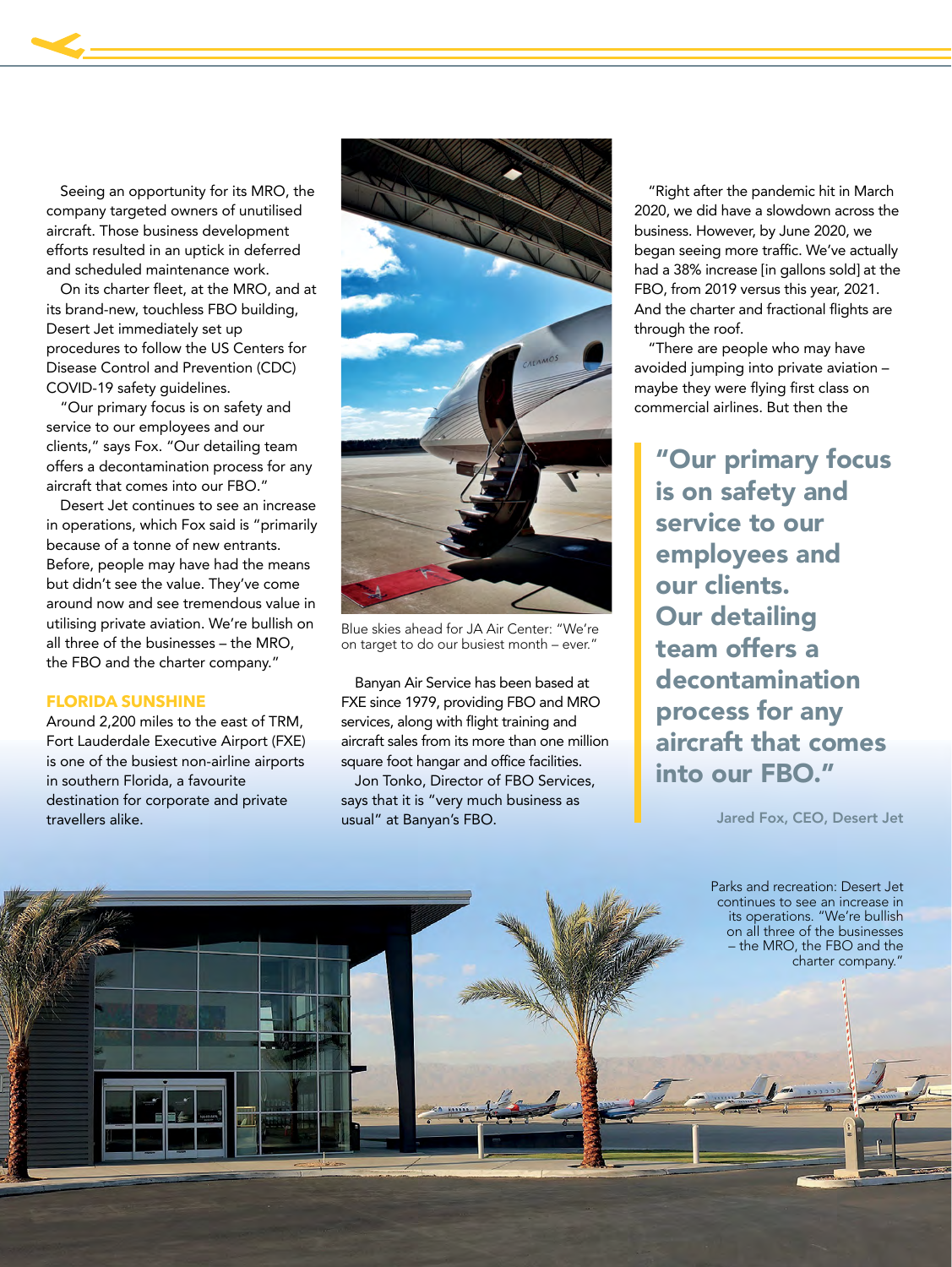Seeing an opportunity for its MRO, the company targeted owners of unutilised aircraft. Those business development efforts resulted in an uptick in deferred and scheduled maintenance work.

On its charter fleet, at the MRO, and at its brand-new, touchless FBO building, Desert Jet immediately set up procedures to follow the US Centers for Disease Control and Prevention (CDC) COVID-19 safety guidelines.

"Our primary focus is on safety and service to our employees and our clients," says Fox. "Our detailing team offers a decontamination process for any aircraft that comes into our FBO."

Desert Jet continues to see an increase in operations, which Fox said is "primarily because of a tonne of new entrants. Before, people may have had the means but didn't see the value. They've come around now and see tremendous value in utilising private aviation. We're bullish on all three of the businesses – the MRO, the FBO and the charter company."

## FLORIDA SUNSHINE

Around 2,200 miles to the east of TRM, Fort Lauderdale Executive Airport (FXE) is one of the busiest non-airline airports in southern Florida, a favourite destination for corporate and private travellers alike.

Blue skies ahead for JA Air Center: "We're on target to do our busiest month – ever."

Banyan Air Service has been based at FXE since 1979, providing FBO and MRO services, along with flight training and aircraft sales from its more than one million square foot hangar and office facilities.

Jon Tonko, Director of FBO Services, says that it is "very much business as usual" at Banyan's FBO.

"Right after the pandemic hit in March 2020, we did have a slowdown across the business. However, by June 2020, we began seeing more traffic. We've actually had a 38% increase [in gallons sold] at the FBO, from 2019 versus this year, 2021. And the charter and fractional flights are through the roof.

"There are people who may have avoided jumping into private aviation – maybe they were flying first class on commercial airlines. But then the

> **"Our primary focus is on safety and service to our employees and our clients. Our detailing team offers a decontamination process for any aircraft that comes into our FBO."**
>
> Jared Fox, CEO, Desert Jet

Parks and recreation: Desert Jet continues to see an increase in its operations. "We're bullish on all three of the businesses – the MRO, the FBO and the charter company."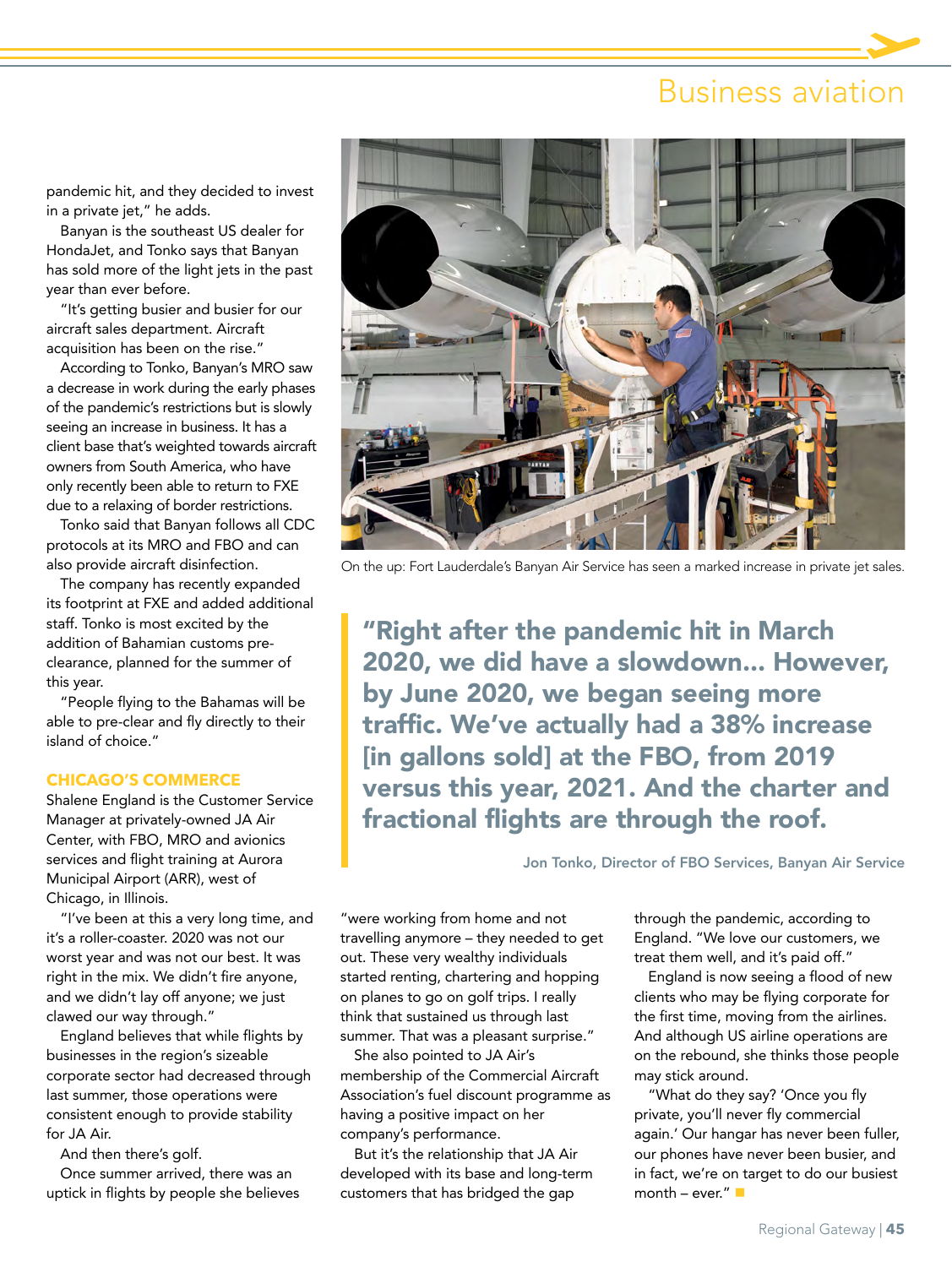pandemic hit, and they decided to invest in a private jet," he adds.

Banyan is the southeast US dealer for HondaJet, and Tonko says that Banyan has sold more of the light jets in the past year than ever before.

"It's getting busier and busier for our aircraft sales department. Aircraft acquisition has been on the rise."

According to Tonko, Banyan's MRO saw a decrease in work during the early phases of the pandemic's restrictions but is slowly seeing an increase in business. It has a client base that's weighted towards aircraft owners from South America, who have only recently been able to return to FXE due to a relaxing of border restrictions.

Tonko said that Banyan follows all CDC protocols at its MRO and FBO and can also provide aircraft disinfection.

The company has recently expanded its footprint at FXE and added additional staff. Tonko is most excited by the addition of Bahamian customs pre-clearance, planned for the summer of this year.

"People flying to the Bahamas will be able to pre-clear and fly directly to their island of choice."

## CHICAGO'S COMMERCE

Shalene England is the Customer Service Manager at privately-owned JA Air Center, with FBO, MRO and avionics services and flight training at Aurora Municipal Airport (ARR), west of Chicago, in Illinois.

"I've been at this a very long time, and it's a roller-coaster. 2020 was not our worst year and was not our best. It was right in the mix. We didn't fire anyone, and we didn't lay off anyone; we just clawed our way through."

England believes that while flights by businesses in the region's sizeable corporate sector had decreased through last summer, those operations were consistent enough to provide stability for JA Air.

And then there's golf.

Once summer arrived, there was an uptick in flights by people she believes "were working from home and not travelling anymore – they needed to get out. These very wealthy individuals started renting, chartering and hopping on planes to go on golf trips. I really think that sustained us through last summer. That was a pleasant surprise."

She also pointed to JA Air's membership of the Commercial Aircraft Association's fuel discount programme as having a positive impact on her company's performance.

But it's the relationship that JA Air developed with its base and long-term customers that has bridged the gap through the pandemic, according to England. "We love our customers, we treat them well, and it's paid off."

England is now seeing a flood of new clients who may be flying corporate for the first time, moving from the airlines. And although US airline operations are on the rebound, she thinks those people may stick around.

"What do they say? 'Once you fly private, you'll never fly commercial again.' Our hangar has never been fuller, our phones have never been busier, and in fact, we're on target to do our busiest month – ever."

On the up: Fort Lauderdale's Banyan Air Service has seen a marked increase in private jet sales.

> **"Right after the pandemic hit in March 2020, we did have a slowdown... However, by June 2020, we began seeing more traffic. We've actually had a 38% increase [in gallons sold] at the FBO, from 2019 versus this year, 2021. And the charter and fractional flights are through the roof.**
>
> **Jon Tonko, Director of FBO Services, Banyan Air Service**